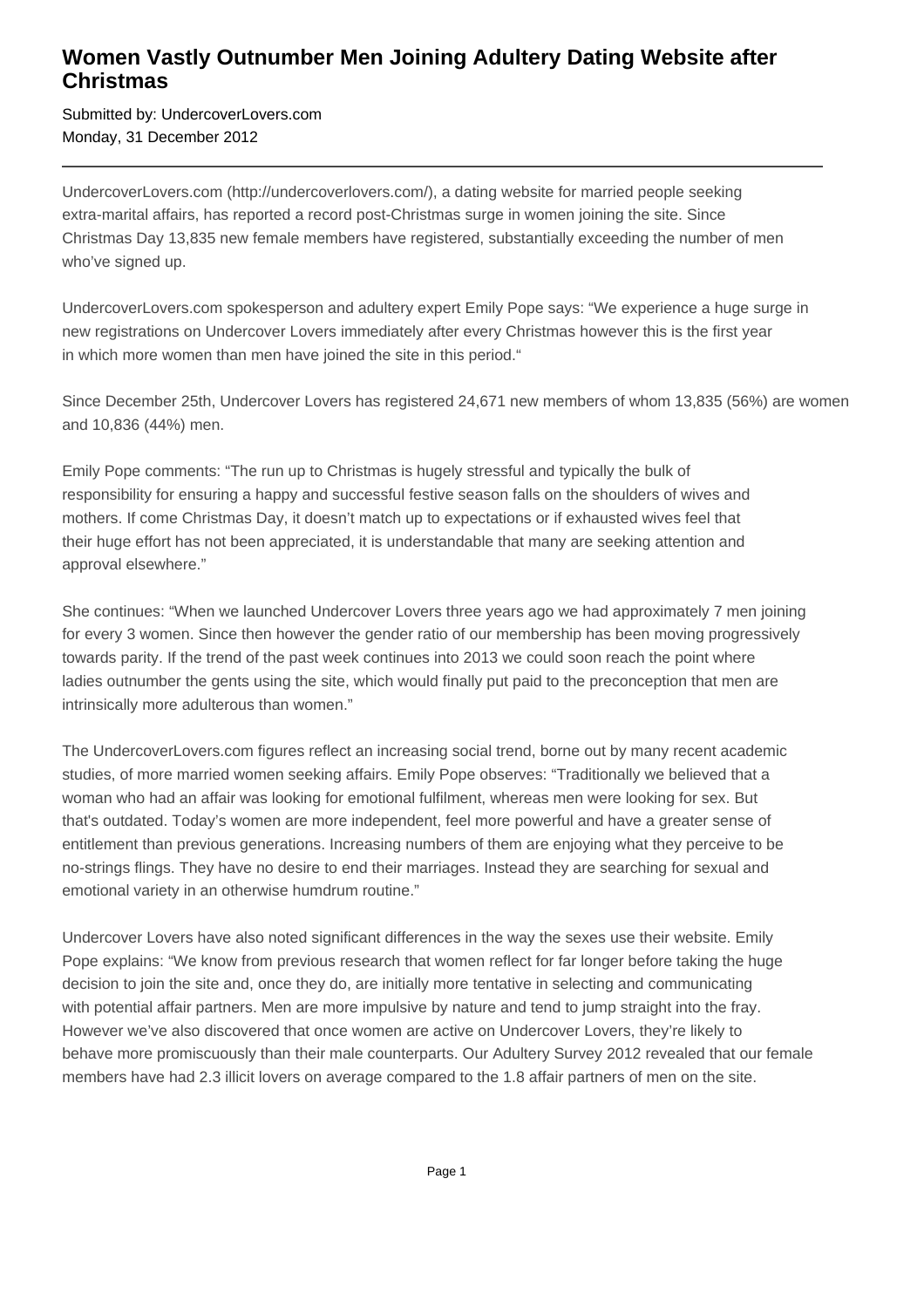# Women Vastly Outnumber Men Joining Adultery Dating Website after Christmas

Submitted by: UndercoverLovers.com
Monday, 31 December 2012

---

UndercoverLovers.com (http://undercoverlovers.com/), a dating website for married people seeking extra-marital affairs, has reported a record post-Christmas surge in women joining the site. Since Christmas Day 13,835 new female members have registered, substantially exceeding the number of men who've signed up.

UndercoverLovers.com spokesperson and adultery expert Emily Pope says: "We experience a huge surge in new registrations on Undercover Lovers immediately after every Christmas however this is the first year in which more women than men have joined the site in this period."

Since December 25th, Undercover Lovers has registered 24,671 new members of whom 13,835 (56%) are women and 10,836 (44%) men.

Emily Pope comments: "The run up to Christmas is hugely stressful and typically the bulk of responsibility for ensuring a happy and successful festive season falls on the shoulders of wives and mothers. If come Christmas Day, it doesn't match up to expectations or if exhausted wives feel that their huge effort has not been appreciated, it is understandable that many are seeking attention and approval elsewhere."

She continues: "When we launched Undercover Lovers three years ago we had approximately 7 men joining for every 3 women. Since then however the gender ratio of our membership has been moving progressively towards parity. If the trend of the past week continues into 2013 we could soon reach the point where ladies outnumber the gents using the site, which would finally put paid to the preconception that men are intrinsically more adulterous than women."

The UndercoverLovers.com figures reflect an increasing social trend, borne out by many recent academic studies, of more married women seeking affairs. Emily Pope observes: "Traditionally we believed that a woman who had an affair was looking for emotional fulfilment, whereas men were looking for sex. But that's outdated. Today's women are more independent, feel more powerful and have a greater sense of entitlement than previous generations. Increasing numbers of them are enjoying what they perceive to be no-strings flings. They have no desire to end their marriages. Instead they are searching for sexual and emotional variety in an otherwise humdrum routine."

Undercover Lovers have also noted significant differences in the way the sexes use their website. Emily Pope explains: "We know from previous research that women reflect for far longer before taking the huge decision to join the site and, once they do, are initially more tentative in selecting and communicating with potential affair partners. Men are more impulsive by nature and tend to jump straight into the fray. However we've also discovered that once women are active on Undercover Lovers, they're likely to behave more promiscuously than their male counterparts. Our Adultery Survey 2012 revealed that our female members have had 2.3 illicit lovers on average compared to the 1.8 affair partners of men on the site.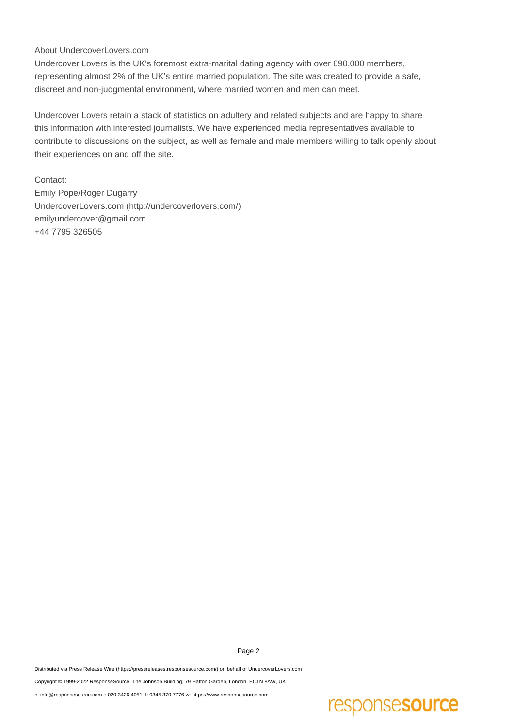About UndercoverLovers.com

Undercover Lovers is the UK's foremost extra-marital dating agency with over 690,000 members, representing almost 2% of the UK's entire married population. The site was created to provide a safe, discreet and non-judgmental environment, where married women and men can meet.

Undercover Lovers retain a stack of statistics on adultery and related subjects and are happy to share this information with interested journalists. We have experienced media representatives available to contribute to discussions on the subject, as well as female and male members willing to talk openly about their experiences on and off the site.

Contact:
Emily Pope/Roger Dugarry
UndercoverLovers.com (http://undercoverlovers.com/)
emilyundercover@gmail.com
+44 7795 326505